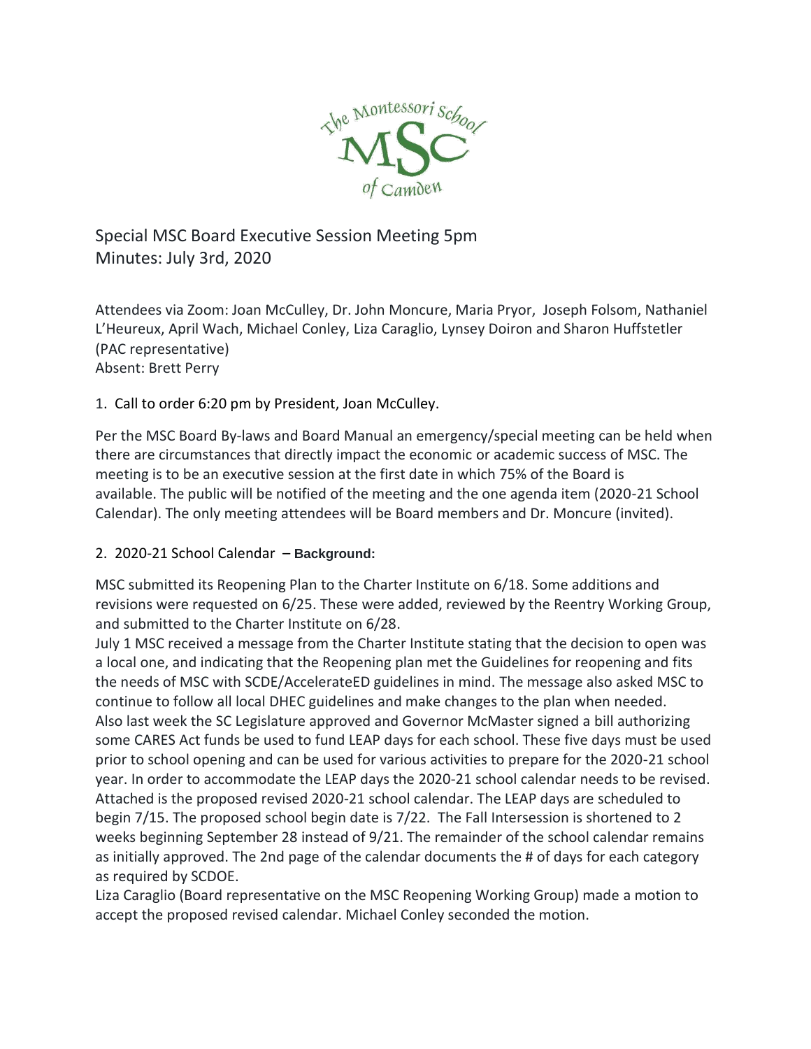Special MSC Board Executive Session Meeting 5pm
Minutes: July 3rd, 2020

Attendees via Zoom: Joan McCulley, Dr. John Moncure, Maria Pryor, Joseph Folsom, Nathaniel L'Heureux, April Wach, Michael Conley, Liza Caraglio, Lynsey Doiron and Sharon Huffstetler (PAC representative)
Absent: Brett Perry

1. Call to order 6:20 pm by President, Joan McCulley.

Per the MSC Board By-laws and Board Manual an emergency/special meeting can be held when there are circumstances that directly impact the economic or academic success of MSC. The meeting is to be an executive session at the first date in which 75% of the Board is available. The public will be notified of the meeting and the one agenda item (2020-21 School Calendar). The only meeting attendees will be Board members and Dr. Moncure (invited).

2. 2020-21 School Calendar – **Background:**

MSC submitted its Reopening Plan to the Charter Institute on 6/18. Some additions and revisions were requested on 6/25. These were added, reviewed by the Reentry Working Group, and submitted to the Charter Institute on 6/28.
July 1 MSC received a message from the Charter Institute stating that the decision to open was a local one, and indicating that the Reopening plan met the Guidelines for reopening and fits the needs of MSC with SCDE/AccelerateED guidelines in mind. The message also asked MSC to continue to follow all local DHEC guidelines and make changes to the plan when needed.
Also last week the SC Legislature approved and Governor McMaster signed a bill authorizing some CARES Act funds be used to fund LEAP days for each school. These five days must be used prior to school opening and can be used for various activities to prepare for the 2020-21 school year. In order to accommodate the LEAP days the 2020-21 school calendar needs to be revised. Attached is the proposed revised 2020-21 school calendar. The LEAP days are scheduled to begin 7/15. The proposed school begin date is 7/22. The Fall Intersession is shortened to 2 weeks beginning September 28 instead of 9/21. The remainder of the school calendar remains as initially approved. The 2nd page of the calendar documents the # of days for each category as required by SCDOE.
Liza Caraglio (Board representative on the MSC Reopening Working Group) made a motion to accept the proposed revised calendar. Michael Conley seconded the motion.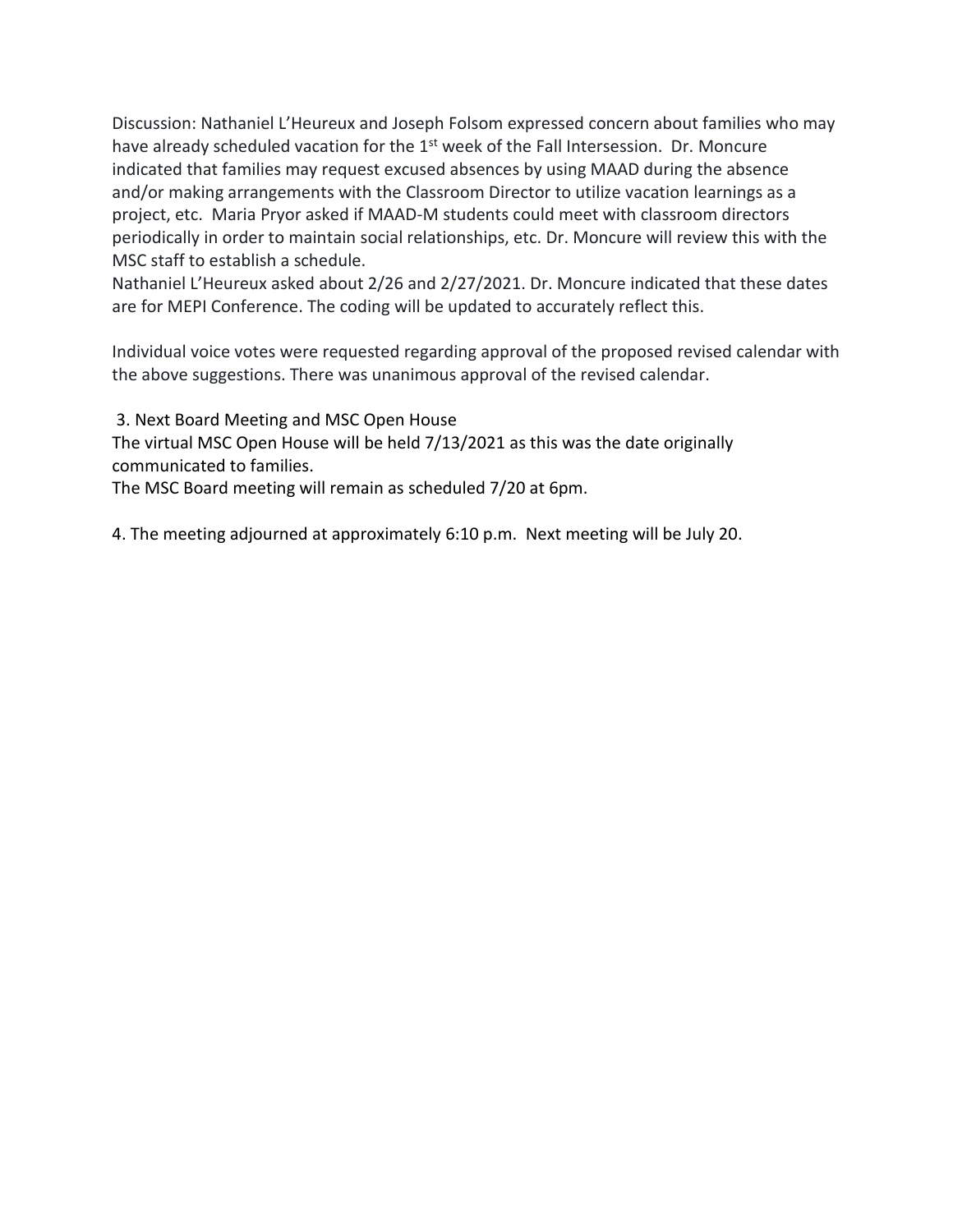Discussion: Nathaniel L'Heureux and Joseph Folsom expressed concern about families who may have already scheduled vacation for the 1st week of the Fall Intersession. Dr. Moncure indicated that families may request excused absences by using MAAD during the absence and/or making arrangements with the Classroom Director to utilize vacation learnings as a project, etc. Maria Pryor asked if MAAD-M students could meet with classroom directors periodically in order to maintain social relationships, etc. Dr. Moncure will review this with the MSC staff to establish a schedule.

Nathaniel L'Heureux asked about 2/26 and 2/27/2021. Dr. Moncure indicated that these dates are for MEPI Conference. The coding will be updated to accurately reflect this.

Individual voice votes were requested regarding approval of the proposed revised calendar with the above suggestions. There was unanimous approval of the revised calendar.

3. Next Board Meeting and MSC Open House

The virtual MSC Open House will be held 7/13/2021 as this was the date originally communicated to families.

The MSC Board meeting will remain as scheduled 7/20 at 6pm.

4. The meeting adjourned at approximately 6:10 p.m. Next meeting will be July 20.